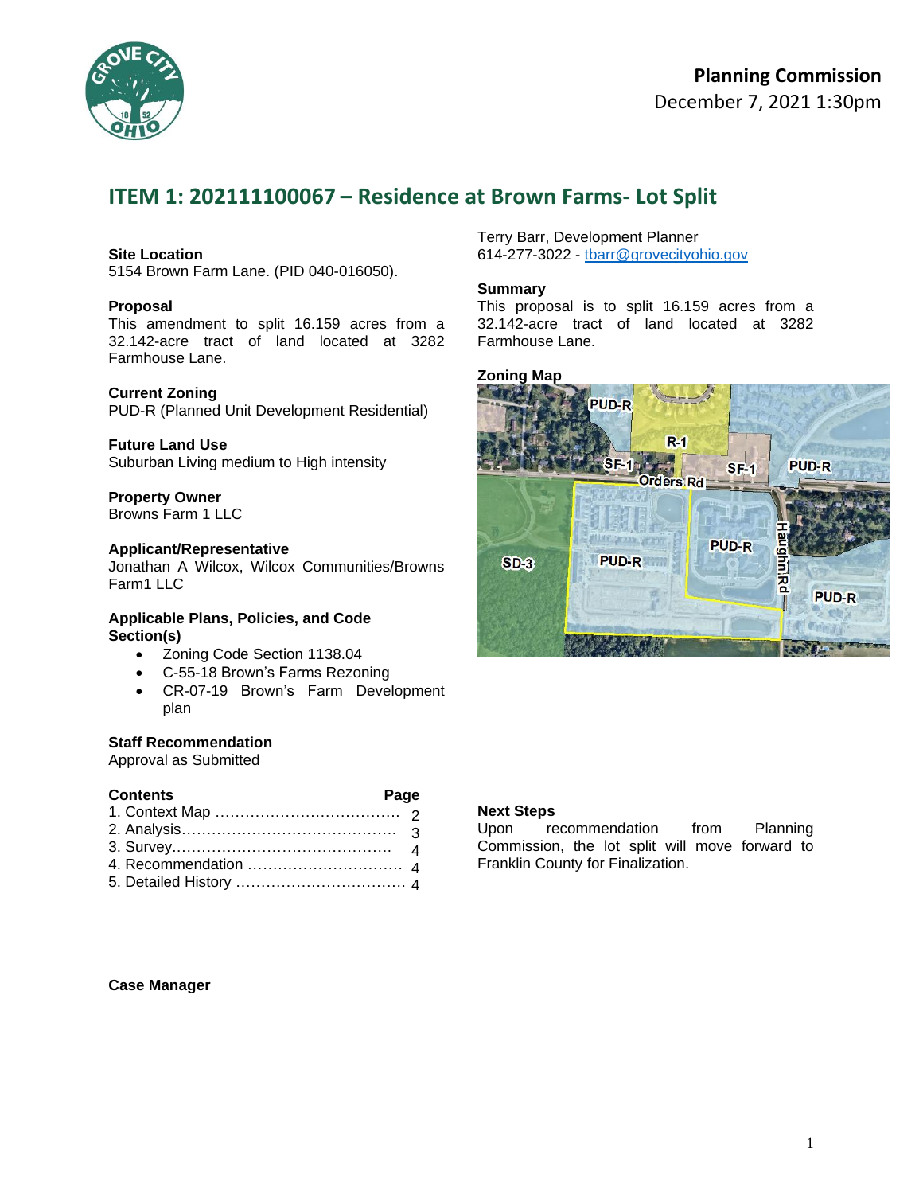**Planning Commission**
December 7, 2021 1:30pm

# ITEM 1: 202111100067 – Residence at Brown Farms- Lot Split

**Site Location**
5154 Brown Farm Lane. (PID 040-016050).

**Proposal**
This amendment to split 16.159 acres from a 32.142-acre tract of land located at 3282 Farmhouse Lane.

**Current Zoning**
PUD-R (Planned Unit Development Residential)

**Future Land Use**
Suburban Living medium to High intensity

**Property Owner**
Browns Farm 1 LLC

**Applicant/Representative**
Jonathan A Wilcox, Wilcox Communities/Browns Farm1 LLC

**Applicable Plans, Policies, and Code Section(s)**

- Zoning Code Section 1138.04
- C-55-18 Brown's Farms Rezoning
- CR-07-19 Brown's Farm Development plan

**Staff Recommendation**
Approval as Submitted

| Contents | Page |
|---|---|
| 1. Context Map | 2 |
| 2. Analysis | 3 |
| 3. Survey | 4 |
| 4. Recommendation | 4 |
| 5. Detailed History | 4 |

**Case Manager**

Terry Barr, Development Planner
614-277-3022 - tbarr@grovecityohio.gov

**Summary**
This proposal is to split 16.159 acres from a 32.142-acre tract of land located at 3282 Farmhouse Lane.

**Zoning Map**

**Next Steps**
Upon recommendation from Planning Commission, the lot split will move forward to Franklin County for Finalization.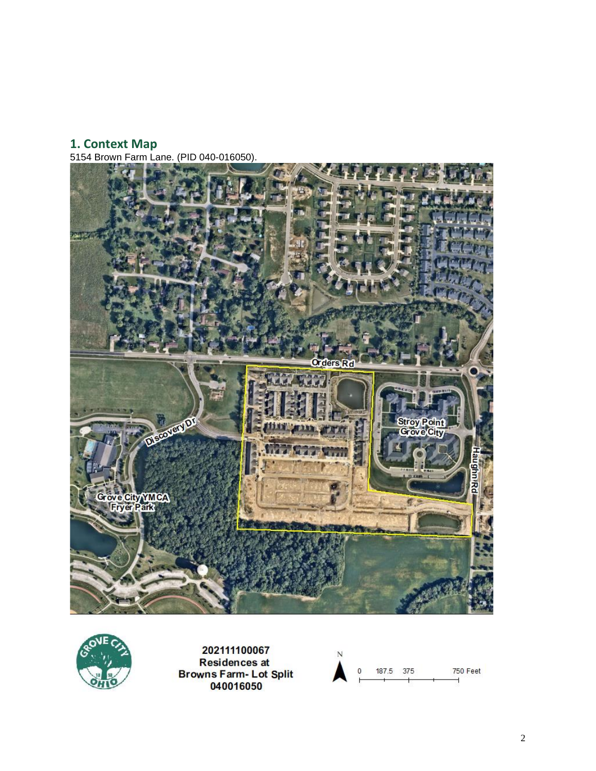## 1. Context Map

5154 Brown Farm Lane. (PID 040-016050).

202111100067
Residences at
Browns Farm- Lot Split
040016050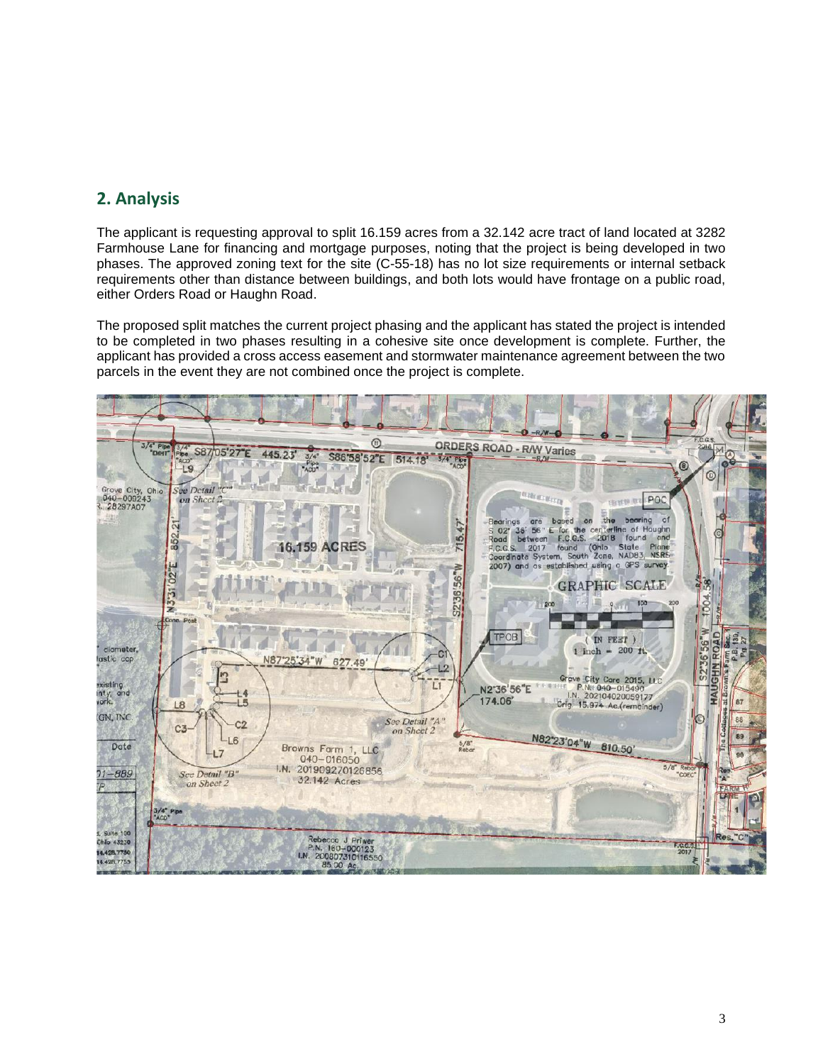## 2. Analysis

The applicant is requesting approval to split 16.159 acres from a 32.142 acre tract of land located at 3282 Farmhouse Lane for financing and mortgage purposes, noting that the project is being developed in two phases. The approved zoning text for the site (C-55-18) has no lot size requirements or internal setback requirements other than distance between buildings, and both lots would have frontage on a public road, either Orders Road or Haughn Road.

The proposed split matches the current project phasing and the applicant has stated the project is intended to be completed in two phases resulting in a cohesive site once development is complete. Further, the applicant has provided a cross access easement and stormwater maintenance agreement between the two parcels in the event they are not combined once the project is complete.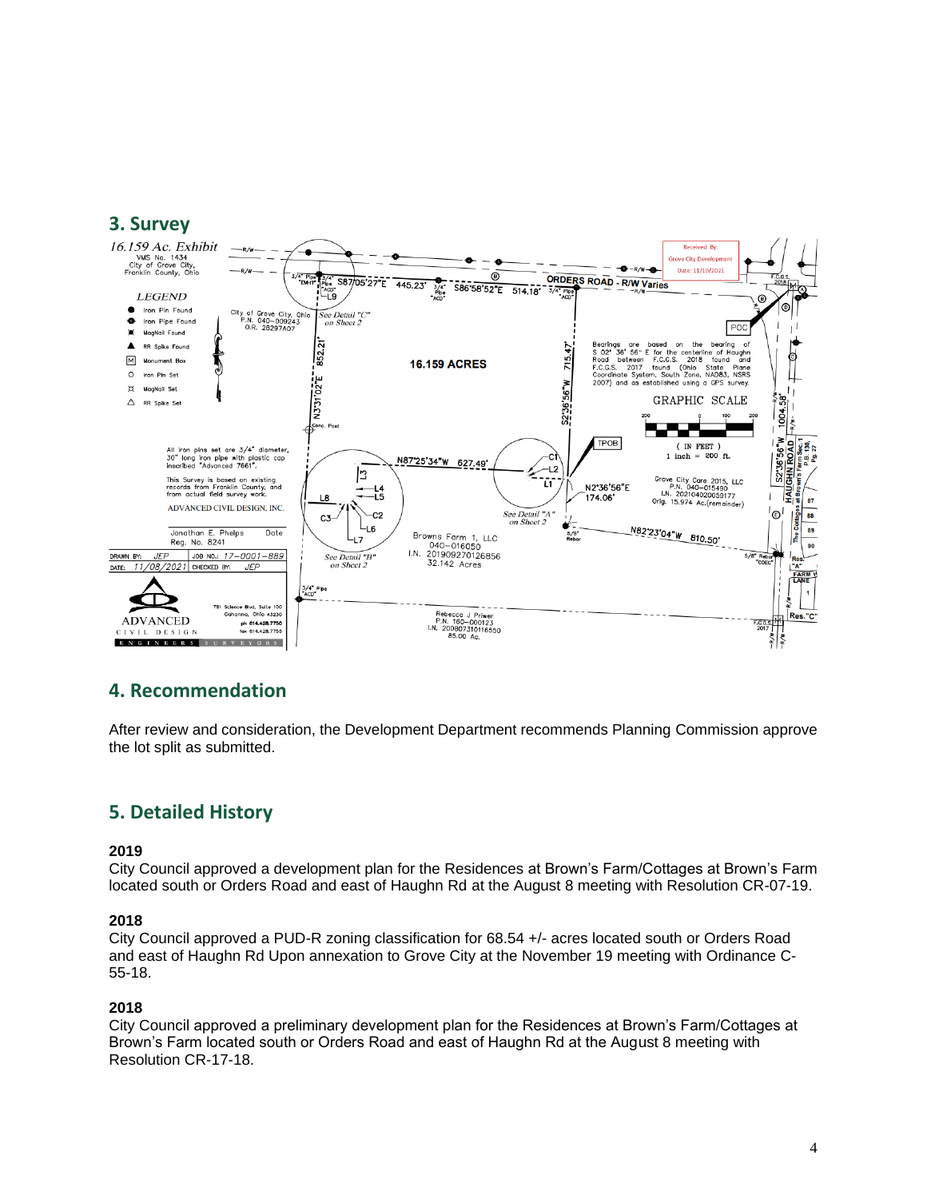## 3. Survey

16.159 Ac. Exhibit
VMS No. 1434
City of Grove City,
Franklin County, Ohio

LEGEND

- Iron Pin Found
- Iron Pipe Found
- MagNail Found
- RR Spike Found
- Monument Box
- Iron Pin Set
- MagNail Set
- RR Spike Set

City of Grove City, Ohio
P.N. 040-009243
O.R. 28297A07

See Detail "C" on Sheet 2

S87°05'27"E 445.23'

S86°58'52"E 514.18'

ORDERS ROAD - R/W Varies

Received By:
Grove City Development
Date: 11/10/2021

POC

852.21'

N3°31'02"E

16.159 ACRES

715.47'

S2°36'56"W

Bearings are based on the bearing of S 02° 36' 56" E for the centerline of Haughn Road between F.C.G.S. 2018 found and F.C.G.S. 2017 found (Ohio State Plane Coordinate System, South Zone, NAD83, NSRS 2007) and as established using a GPS survey.

GRAPHIC SCALE

( IN FEET )
1 inch = 200 ft.

1004.58'

S2°36'56"W

HAUGHN ROAD

TPOB

All iron pins set are 3/4" diameter, 30" long iron pipe with plastic cap inscribed "Advanced 7661".

This Survey is based on existing records from Franklin County, and from actual field survey work.

ADVANCED CIVIL DESIGN, INC.

N87°25'34"W 627.49'

N2°36'56"E 174.06'

Grove City Core 2015, LLC
P.N. 040-015490
I.N. 202104020059177
Orig. 15.974 Ac.(remainder)

See Detail "A" on Sheet 2

N82°23'04"W 810.50'

Jonathan E. Phelps Date
Reg. No. 8241

Browns Farm 1, LLC
040-016050
I.N. 201909270126856
32.142 Acres

See Detail "B" on Sheet 2

DRAWN BY: JEP JOB NO.: 17-0001-889
DATE: 11/08/2021 CHECKED BY: JEP

Rebecca J Priwer
P.N. 160-000123
I.N. 200807310116550
85.00 Ac.

ADVANCED CIVIL DESIGN
ENGINEERS SURVEYORS
781 Science Blvd., Suite 100
Gahanna, Ohio 43230
ph 614.428.7750
fax 614.428.7755

## 4. Recommendation

After review and consideration, the Development Department recommends Planning Commission approve the lot split as submitted.

## 5. Detailed History

**2019**
City Council approved a development plan for the Residences at Brown's Farm/Cottages at Brown's Farm located south or Orders Road and east of Haughn Rd at the August 8 meeting with Resolution CR-07-19.

**2018**
City Council approved a PUD-R zoning classification for 68.54 +/- acres located south or Orders Road and east of Haughn Rd Upon annexation to Grove City at the November 19 meeting with Ordinance C-55-18.

**2018**
City Council approved a preliminary development plan for the Residences at Brown's Farm/Cottages at Brown's Farm located south or Orders Road and east of Haughn Rd at the August 8 meeting with Resolution CR-17-18.